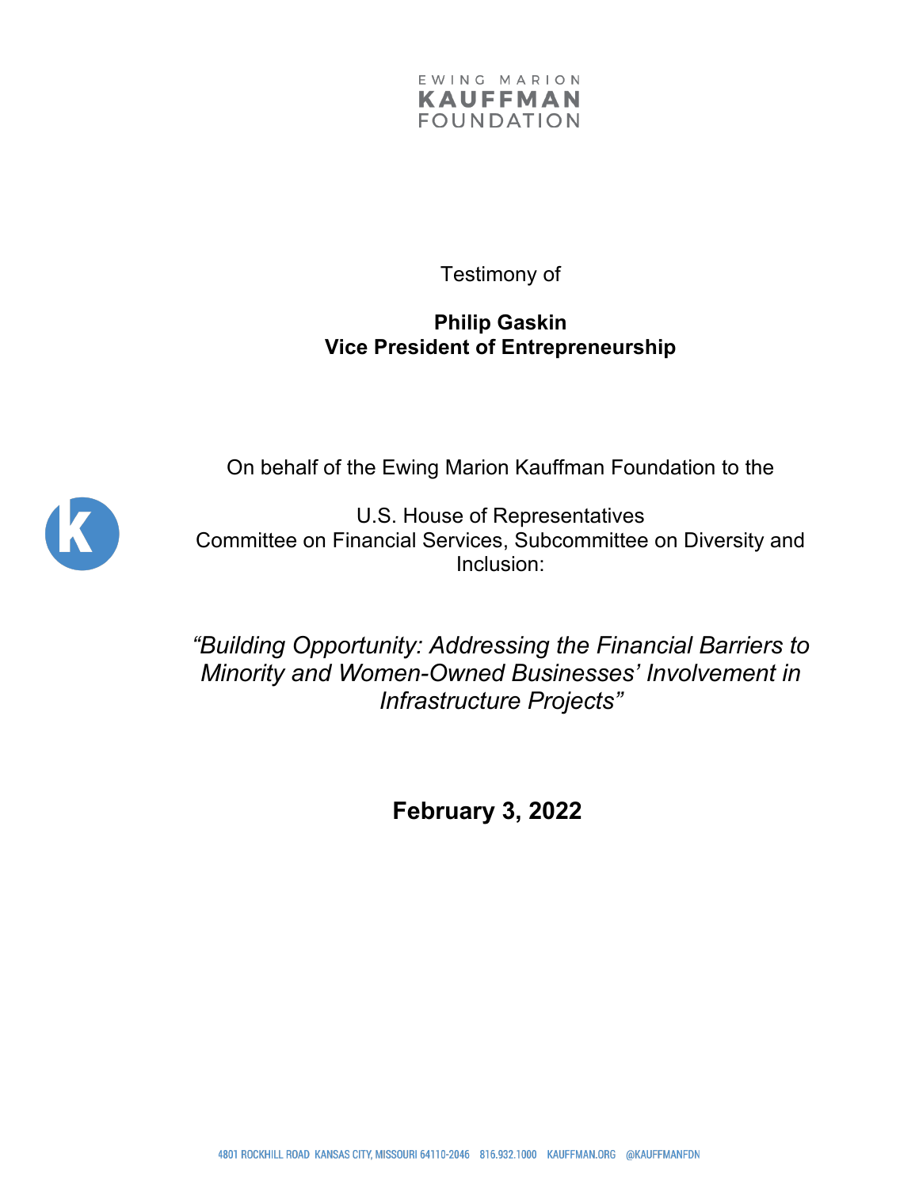EWING MARION
KAUFFMAN
FOUNDATION

Testimony of

**Philip Gaskin**
**Vice President of Entrepreneurship**

On behalf of the Ewing Marion Kauffman Foundation to the

U.S. House of Representatives
Committee on Financial Services, Subcommittee on Diversity and Inclusion:

*"Building Opportunity: Addressing the Financial Barriers to Minority and Women-Owned Businesses' Involvement in Infrastructure Projects"*

**February 3, 2022**

4801 ROCKHILL ROAD KANSAS CITY, MISSOURI 64110-2046 816.932.1000 KAUFFMAN.ORG @KAUFFMANFDN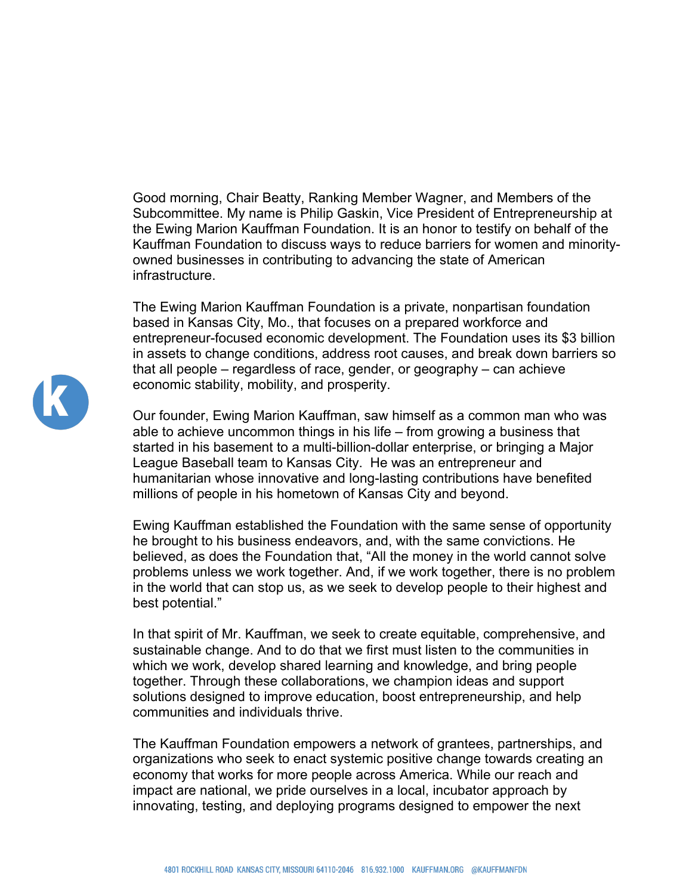Good morning, Chair Beatty, Ranking Member Wagner, and Members of the Subcommittee. My name is Philip Gaskin, Vice President of Entrepreneurship at the Ewing Marion Kauffman Foundation. It is an honor to testify on behalf of the Kauffman Foundation to discuss ways to reduce barriers for women and minority-owned businesses in contributing to advancing the state of American infrastructure.

The Ewing Marion Kauffman Foundation is a private, nonpartisan foundation based in Kansas City, Mo., that focuses on a prepared workforce and entrepreneur-focused economic development. The Foundation uses its $3 billion in assets to change conditions, address root causes, and break down barriers so that all people – regardless of race, gender, or geography – can achieve economic stability, mobility, and prosperity.

Our founder, Ewing Marion Kauffman, saw himself as a common man who was able to achieve uncommon things in his life – from growing a business that started in his basement to a multi-billion-dollar enterprise, or bringing a Major League Baseball team to Kansas City. He was an entrepreneur and humanitarian whose innovative and long-lasting contributions have benefited millions of people in his hometown of Kansas City and beyond.

Ewing Kauffman established the Foundation with the same sense of opportunity he brought to his business endeavors, and, with the same convictions. He believed, as does the Foundation that, "All the money in the world cannot solve problems unless we work together. And, if we work together, there is no problem in the world that can stop us, as we seek to develop people to their highest and best potential."

In that spirit of Mr. Kauffman, we seek to create equitable, comprehensive, and sustainable change. And to do that we first must listen to the communities in which we work, develop shared learning and knowledge, and bring people together. Through these collaborations, we champion ideas and support solutions designed to improve education, boost entrepreneurship, and help communities and individuals thrive.

The Kauffman Foundation empowers a network of grantees, partnerships, and organizations who seek to enact systemic positive change towards creating an economy that works for more people across America. While our reach and impact are national, we pride ourselves in a local, incubator approach by innovating, testing, and deploying programs designed to empower the next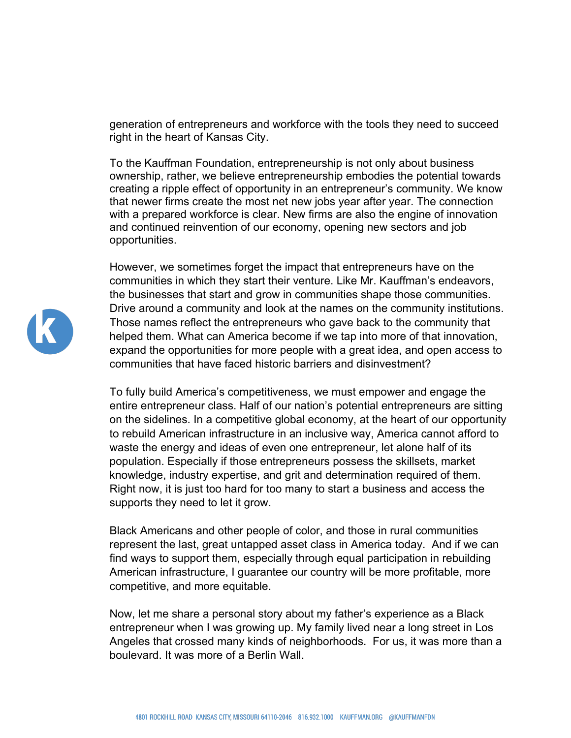generation of entrepreneurs and workforce with the tools they need to succeed right in the heart of Kansas City.

To the Kauffman Foundation, entrepreneurship is not only about business ownership, rather, we believe entrepreneurship embodies the potential towards creating a ripple effect of opportunity in an entrepreneur's community. We know that newer firms create the most net new jobs year after year. The connection with a prepared workforce is clear. New firms are also the engine of innovation and continued reinvention of our economy, opening new sectors and job opportunities.

However, we sometimes forget the impact that entrepreneurs have on the communities in which they start their venture. Like Mr. Kauffman's endeavors, the businesses that start and grow in communities shape those communities. Drive around a community and look at the names on the community institutions. Those names reflect the entrepreneurs who gave back to the community that helped them. What can America become if we tap into more of that innovation, expand the opportunities for more people with a great idea, and open access to communities that have faced historic barriers and disinvestment?

To fully build America's competitiveness, we must empower and engage the entire entrepreneur class. Half of our nation's potential entrepreneurs are sitting on the sidelines. In a competitive global economy, at the heart of our opportunity to rebuild American infrastructure in an inclusive way, America cannot afford to waste the energy and ideas of even one entrepreneur, let alone half of its population. Especially if those entrepreneurs possess the skillsets, market knowledge, industry expertise, and grit and determination required of them. Right now, it is just too hard for too many to start a business and access the supports they need to let it grow.

Black Americans and other people of color, and those in rural communities represent the last, great untapped asset class in America today. And if we can find ways to support them, especially through equal participation in rebuilding American infrastructure, I guarantee our country will be more profitable, more competitive, and more equitable.

Now, let me share a personal story about my father's experience as a Black entrepreneur when I was growing up. My family lived near a long street in Los Angeles that crossed many kinds of neighborhoods. For us, it was more than a boulevard. It was more of a Berlin Wall.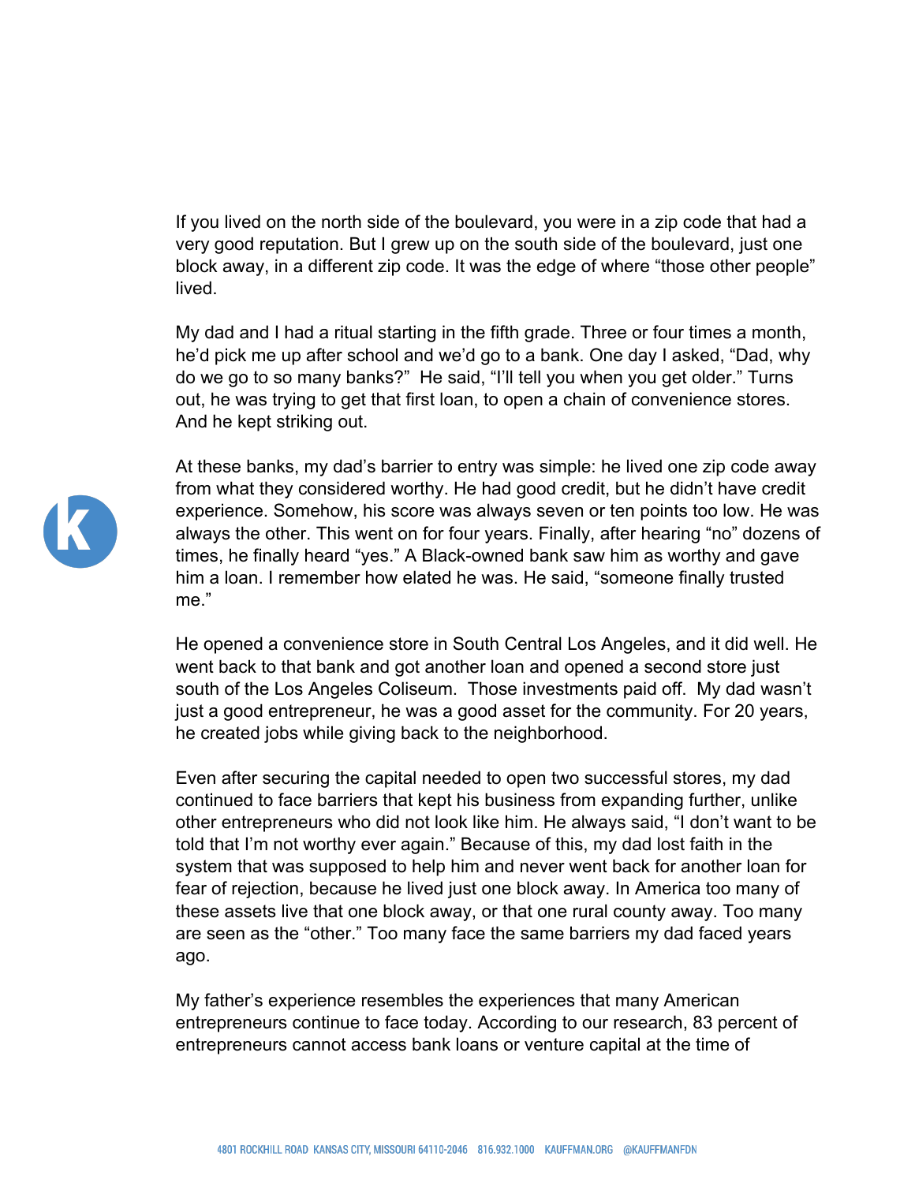If you lived on the north side of the boulevard, you were in a zip code that had a very good reputation. But I grew up on the south side of the boulevard, just one block away, in a different zip code. It was the edge of where “those other people” lived.

My dad and I had a ritual starting in the fifth grade. Three or four times a month, he’d pick me up after school and we’d go to a bank. One day I asked, “Dad, why do we go to so many banks?”  He said, “I’ll tell you when you get older.” Turns out, he was trying to get that first loan, to open a chain of convenience stores. And he kept striking out.

At these banks, my dad’s barrier to entry was simple: he lived one zip code away from what they considered worthy. He had good credit, but he didn’t have credit experience. Somehow, his score was always seven or ten points too low. He was always the other. This went on for four years. Finally, after hearing “no” dozens of times, he finally heard “yes.” A Black-owned bank saw him as worthy and gave him a loan. I remember how elated he was. He said, “someone finally trusted me.”

He opened a convenience store in South Central Los Angeles, and it did well. He went back to that bank and got another loan and opened a second store just south of the Los Angeles Coliseum.  Those investments paid off.  My dad wasn’t just a good entrepreneur, he was a good asset for the community. For 20 years, he created jobs while giving back to the neighborhood.

Even after securing the capital needed to open two successful stores, my dad continued to face barriers that kept his business from expanding further, unlike other entrepreneurs who did not look like him. He always said, “I don’t want to be told that I’m not worthy ever again.” Because of this, my dad lost faith in the system that was supposed to help him and never went back for another loan for fear of rejection, because he lived just one block away. In America too many of these assets live that one block away, or that one rural county away. Too many are seen as the “other.” Too many face the same barriers my dad faced years ago.

My father’s experience resembles the experiences that many American entrepreneurs continue to face today. According to our research, 83 percent of entrepreneurs cannot access bank loans or venture capital at the time of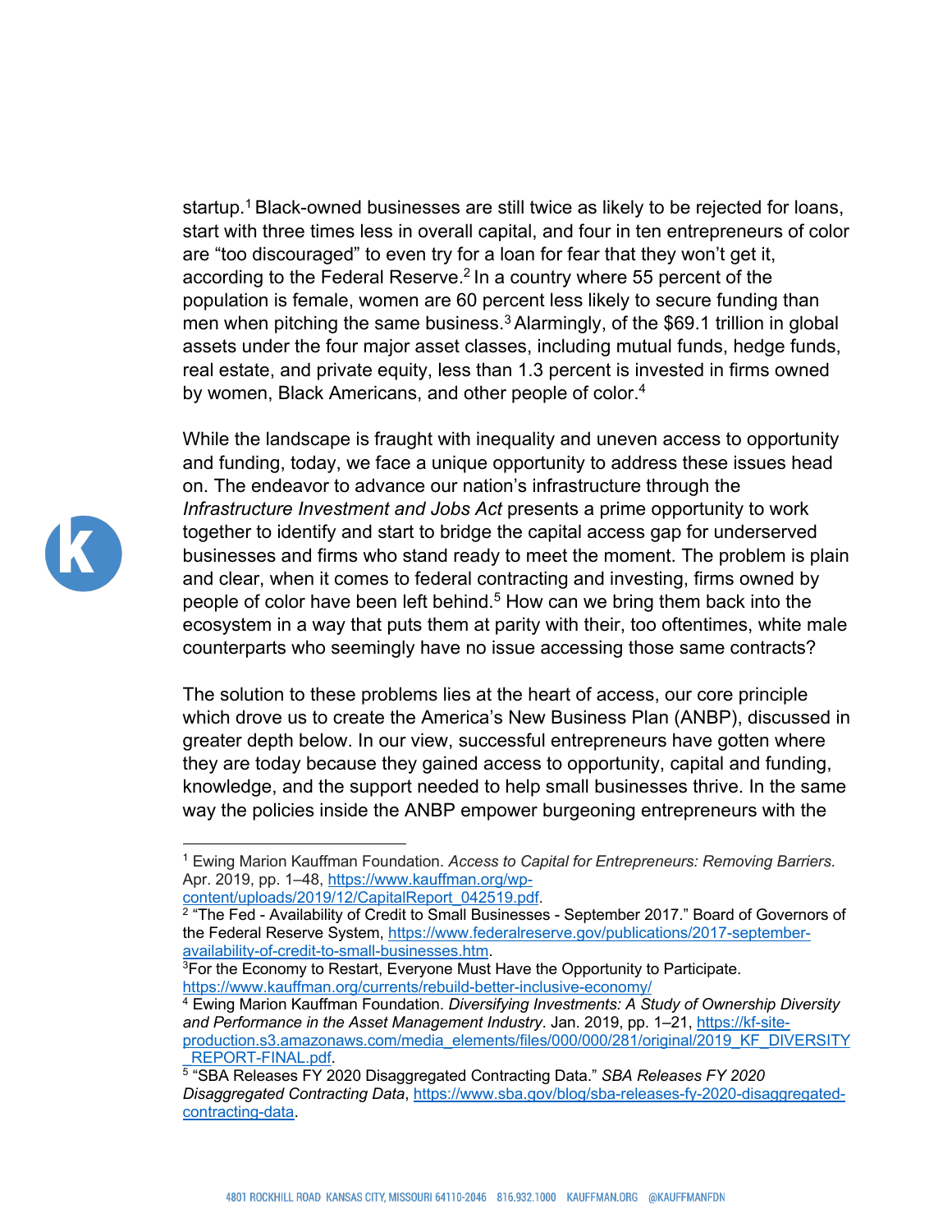startup.[1] Black-owned businesses are still twice as likely to be rejected for loans, start with three times less in overall capital, and four in ten entrepreneurs of color are "too discouraged" to even try for a loan for fear that they won't get it, according to the Federal Reserve.[2] In a country where 55 percent of the population is female, women are 60 percent less likely to secure funding than men when pitching the same business.[3] Alarmingly, of the $69.1 trillion in global assets under the four major asset classes, including mutual funds, hedge funds, real estate, and private equity, less than 1.3 percent is invested in firms owned by women, Black Americans, and other people of color.[4]

While the landscape is fraught with inequality and uneven access to opportunity and funding, today, we face a unique opportunity to address these issues head on. The endeavor to advance our nation's infrastructure through the *Infrastructure Investment and Jobs Act* presents a prime opportunity to work together to identify and start to bridge the capital access gap for underserved businesses and firms who stand ready to meet the moment. The problem is plain and clear, when it comes to federal contracting and investing, firms owned by people of color have been left behind.[5] How can we bring them back into the ecosystem in a way that puts them at parity with their, too oftentimes, white male counterparts who seemingly have no issue accessing those same contracts?

The solution to these problems lies at the heart of access, our core principle which drove us to create the America's New Business Plan (ANBP), discussed in greater depth below. In our view, successful entrepreneurs have gotten where they are today because they gained access to opportunity, capital and funding, knowledge, and the support needed to help small businesses thrive. In the same way the policies inside the ANBP empower burgeoning entrepreneurs with the

---

[1] Ewing Marion Kauffman Foundation. *Access to Capital for Entrepreneurs: Removing Barriers*. Apr. 2019, pp. 1–48, https://www.kauffman.org/wp-content/uploads/2019/12/CapitalReport_042519.pdf.

[2] "The Fed - Availability of Credit to Small Businesses - September 2017." Board of Governors of the Federal Reserve System, https://www.federalreserve.gov/publications/2017-september-availability-of-credit-to-small-businesses.htm.

[3] For the Economy to Restart, Everyone Must Have the Opportunity to Participate. https://www.kauffman.org/currents/rebuild-better-inclusive-economy/

[4] Ewing Marion Kauffman Foundation. *Diversifying Investments: A Study of Ownership Diversity and Performance in the Asset Management Industry*. Jan. 2019, pp. 1–21, https://kf-site-production.s3.amazonaws.com/media_elements/files/000/000/281/original/2019_KF_DIVERSITY_REPORT-FINAL.pdf.

[5] "SBA Releases FY 2020 Disaggregated Contracting Data." *SBA Releases FY 2020 Disaggregated Contracting Data*, https://www.sba.gov/blog/sba-releases-fy-2020-disaggregated-contracting-data.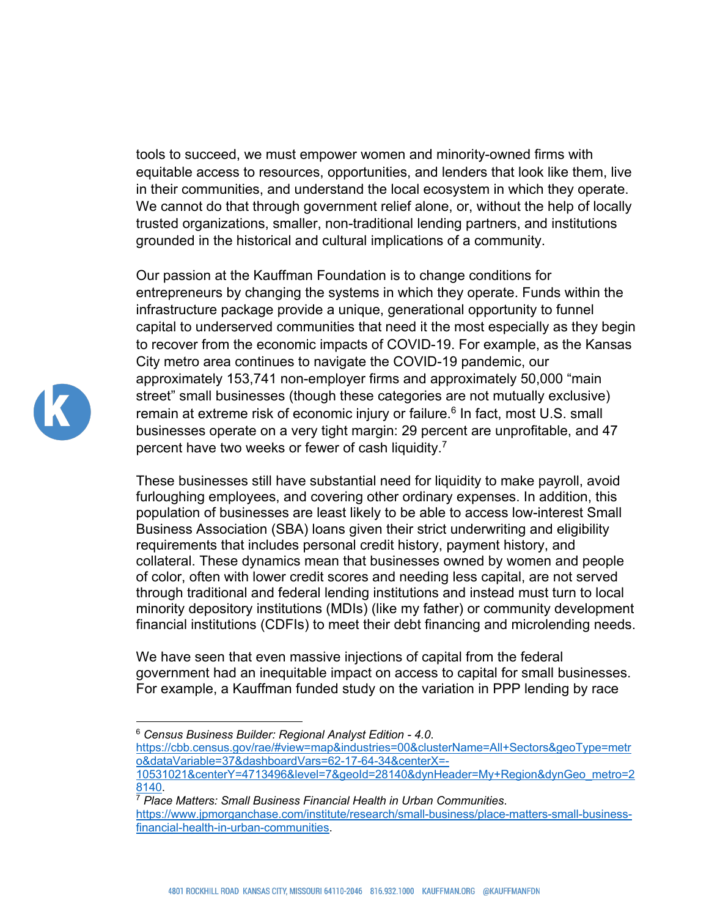tools to succeed, we must empower women and minority-owned firms with equitable access to resources, opportunities, and lenders that look like them, live in their communities, and understand the local ecosystem in which they operate. We cannot do that through government relief alone, or, without the help of locally trusted organizations, smaller, non-traditional lending partners, and institutions grounded in the historical and cultural implications of a community.

Our passion at the Kauffman Foundation is to change conditions for entrepreneurs by changing the systems in which they operate. Funds within the infrastructure package provide a unique, generational opportunity to funnel capital to underserved communities that need it the most especially as they begin to recover from the economic impacts of COVID-19. For example, as the Kansas City metro area continues to navigate the COVID-19 pandemic, our approximately 153,741 non-employer firms and approximately 50,000 "main street" small businesses (though these categories are not mutually exclusive) remain at extreme risk of economic injury or failure.[6] In fact, most U.S. small businesses operate on a very tight margin: 29 percent are unprofitable, and 47 percent have two weeks or fewer of cash liquidity.[7]

These businesses still have substantial need for liquidity to make payroll, avoid furloughing employees, and covering other ordinary expenses. In addition, this population of businesses are least likely to be able to access low-interest Small Business Association (SBA) loans given their strict underwriting and eligibility requirements that includes personal credit history, payment history, and collateral. These dynamics mean that businesses owned by women and people of color, often with lower credit scores and needing less capital, are not served through traditional and federal lending institutions and instead must turn to local minority depository institutions (MDIs) (like my father) or community development financial institutions (CDFIs) to meet their debt financing and microlending needs.

We have seen that even massive injections of capital from the federal government had an inequitable impact on access to capital for small businesses. For example, a Kauffman funded study on the variation in PPP lending by race

---

[6] *Census Business Builder: Regional Analyst Edition - 4.0*. https://cbb.census.gov/rae/#view=map&industries=00&clusterName=All+Sectors&geoType=metro&dataVariable=37&dashboardVars=62-17-64-34&centerX=-10531021&centerY=4713496&level=7&geoId=28140&dynHeader=My+Region&dynGeo_metro=28140.

[7] *Place Matters: Small Business Financial Health in Urban Communities*. https://www.jpmorganchase.com/institute/research/small-business/place-matters-small-business-financial-health-in-urban-communities.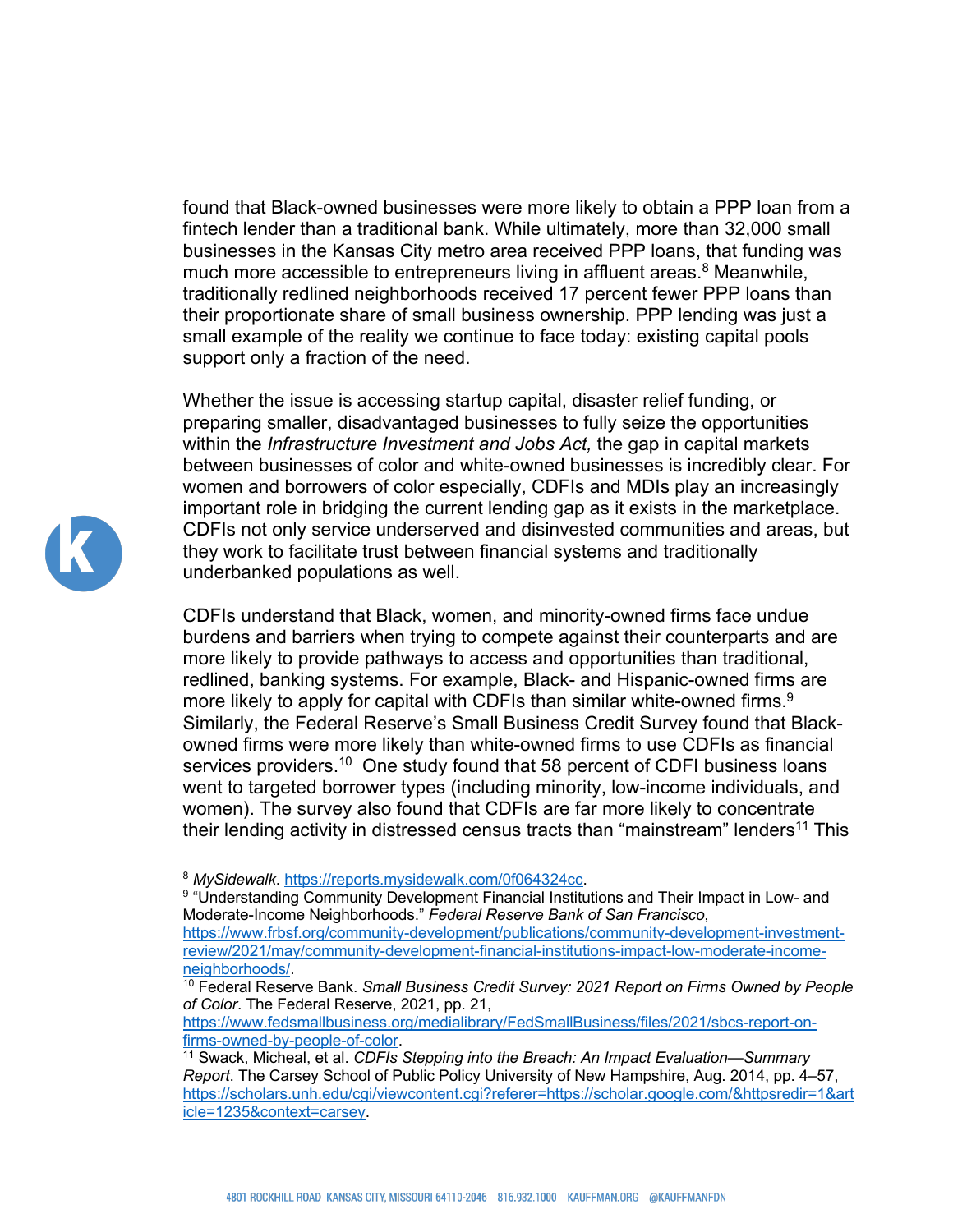found that Black-owned businesses were more likely to obtain a PPP loan from a fintech lender than a traditional bank. While ultimately, more than 32,000 small businesses in the Kansas City metro area received PPP loans, that funding was much more accessible to entrepreneurs living in affluent areas.[8] Meanwhile, traditionally redlined neighborhoods received 17 percent fewer PPP loans than their proportionate share of small business ownership. PPP lending was just a small example of the reality we continue to face today: existing capital pools support only a fraction of the need.

Whether the issue is accessing startup capital, disaster relief funding, or preparing smaller, disadvantaged businesses to fully seize the opportunities within the *Infrastructure Investment and Jobs Act,* the gap in capital markets between businesses of color and white-owned businesses is incredibly clear. For women and borrowers of color especially, CDFIs and MDIs play an increasingly important role in bridging the current lending gap as it exists in the marketplace. CDFIs not only service underserved and disinvested communities and areas, but they work to facilitate trust between financial systems and traditionally underbanked populations as well.

CDFIs understand that Black, women, and minority-owned firms face undue burdens and barriers when trying to compete against their counterparts and are more likely to provide pathways to access and opportunities than traditional, redlined, banking systems. For example, Black- and Hispanic-owned firms are more likely to apply for capital with CDFIs than similar white-owned firms.[9] Similarly, the Federal Reserve's Small Business Credit Survey found that Black-owned firms were more likely than white-owned firms to use CDFIs as financial services providers.[10] One study found that 58 percent of CDFI business loans went to targeted borrower types (including minority, low-income individuals, and women). The survey also found that CDFIs are far more likely to concentrate their lending activity in distressed census tracts than "mainstream" lenders[11] This

---

[8] *MySidewalk*. https://reports.mysidewalk.com/0f064324cc.

[9] "Understanding Community Development Financial Institutions and Their Impact in Low- and Moderate-Income Neighborhoods." *Federal Reserve Bank of San Francisco*, https://www.frbsf.org/community-development/publications/community-development-investment-review/2021/may/community-development-financial-institutions-impact-low-moderate-income-neighborhoods/.

[10] Federal Reserve Bank. *Small Business Credit Survey: 2021 Report on Firms Owned by People of Color*. The Federal Reserve, 2021, pp. 21, https://www.fedsmallbusiness.org/medialibrary/FedSmallBusiness/files/2021/sbcs-report-on-firms-owned-by-people-of-color.

[11] Swack, Micheal, et al. *CDFIs Stepping into the Breach: An Impact Evaluation—Summary Report*. The Carsey School of Public Policy University of New Hampshire, Aug. 2014, pp. 4–57, https://scholars.unh.edu/cgi/viewcontent.cgi?referer=https://scholar.google.com/&httpsredir=1&article=1235&context=carsey.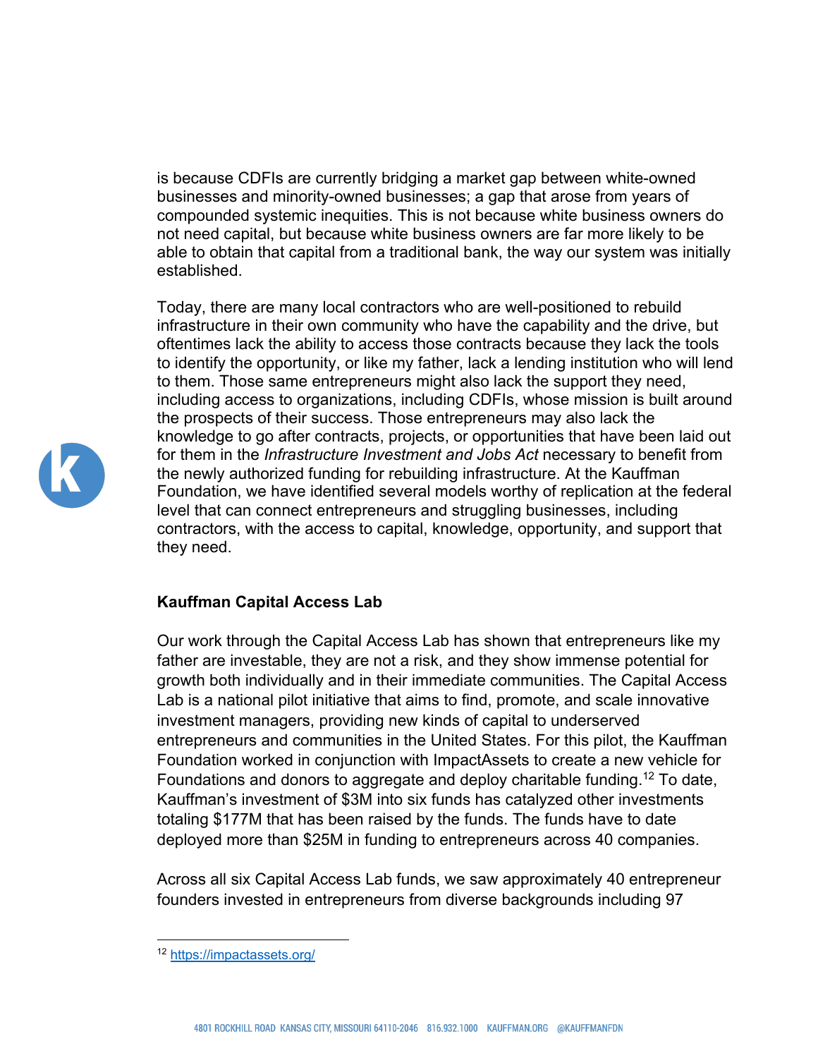is because CDFIs are currently bridging a market gap between white-owned businesses and minority-owned businesses; a gap that arose from years of compounded systemic inequities. This is not because white business owners do not need capital, but because white business owners are far more likely to be able to obtain that capital from a traditional bank, the way our system was initially established.

Today, there are many local contractors who are well-positioned to rebuild infrastructure in their own community who have the capability and the drive, but oftentimes lack the ability to access those contracts because they lack the tools to identify the opportunity, or like my father, lack a lending institution who will lend to them. Those same entrepreneurs might also lack the support they need, including access to organizations, including CDFIs, whose mission is built around the prospects of their success. Those entrepreneurs may also lack the knowledge to go after contracts, projects, or opportunities that have been laid out for them in the *Infrastructure Investment and Jobs Act* necessary to benefit from the newly authorized funding for rebuilding infrastructure. At the Kauffman Foundation, we have identified several models worthy of replication at the federal level that can connect entrepreneurs and struggling businesses, including contractors, with the access to capital, knowledge, opportunity, and support that they need.

**Kauffman Capital Access Lab**

Our work through the Capital Access Lab has shown that entrepreneurs like my father are investable, they are not a risk, and they show immense potential for growth both individually and in their immediate communities. The Capital Access Lab is a national pilot initiative that aims to find, promote, and scale innovative investment managers, providing new kinds of capital to underserved entrepreneurs and communities in the United States. For this pilot, the Kauffman Foundation worked in conjunction with ImpactAssets to create a new vehicle for Foundations and donors to aggregate and deploy charitable funding.[12] To date, Kauffman's investment of $3M into six funds has catalyzed other investments totaling $177M that has been raised by the funds. The funds have to date deployed more than $25M in funding to entrepreneurs across 40 companies.

Across all six Capital Access Lab funds, we saw approximately 40 entrepreneur founders invested in entrepreneurs from diverse backgrounds including 97

[12] https://impactassets.org/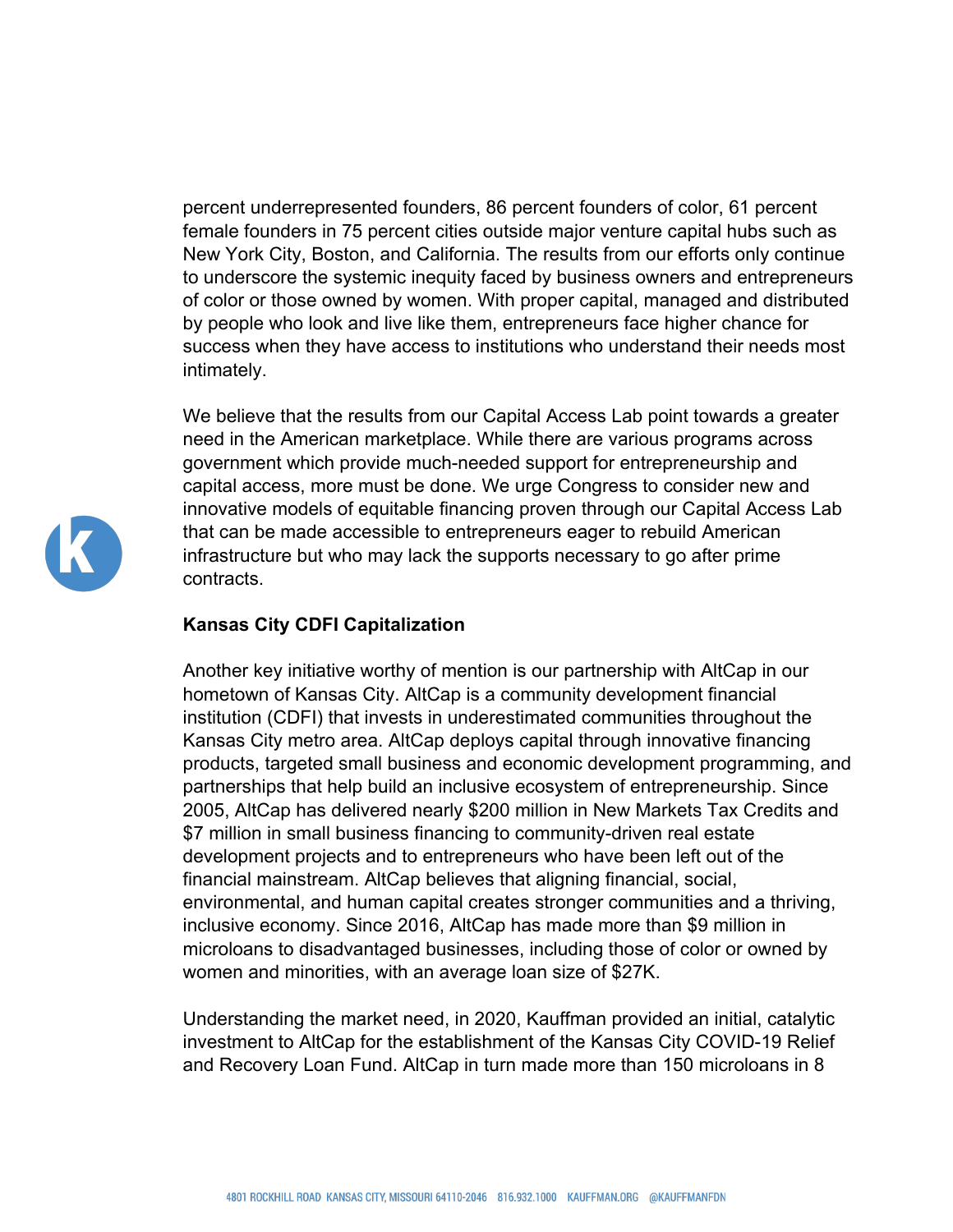percent underrepresented founders, 86 percent founders of color, 61 percent female founders in 75 percent cities outside major venture capital hubs such as New York City, Boston, and California. The results from our efforts only continue to underscore the systemic inequity faced by business owners and entrepreneurs of color or those owned by women. With proper capital, managed and distributed by people who look and live like them, entrepreneurs face higher chance for success when they have access to institutions who understand their needs most intimately.

We believe that the results from our Capital Access Lab point towards a greater need in the American marketplace. While there are various programs across government which provide much-needed support for entrepreneurship and capital access, more must be done. We urge Congress to consider new and innovative models of equitable financing proven through our Capital Access Lab that can be made accessible to entrepreneurs eager to rebuild American infrastructure but who may lack the supports necessary to go after prime contracts.

**Kansas City CDFI Capitalization**

Another key initiative worthy of mention is our partnership with AltCap in our hometown of Kansas City. AltCap is a community development financial institution (CDFI) that invests in underestimated communities throughout the Kansas City metro area. AltCap deploys capital through innovative financing products, targeted small business and economic development programming, and partnerships that help build an inclusive ecosystem of entrepreneurship. Since 2005, AltCap has delivered nearly $200 million in New Markets Tax Credits and $7 million in small business financing to community-driven real estate development projects and to entrepreneurs who have been left out of the financial mainstream. AltCap believes that aligning financial, social, environmental, and human capital creates stronger communities and a thriving, inclusive economy. Since 2016, AltCap has made more than $9 million in microloans to disadvantaged businesses, including those of color or owned by women and minorities, with an average loan size of $27K.

Understanding the market need, in 2020, Kauffman provided an initial, catalytic investment to AltCap for the establishment of the Kansas City COVID-19 Relief and Recovery Loan Fund. AltCap in turn made more than 150 microloans in 8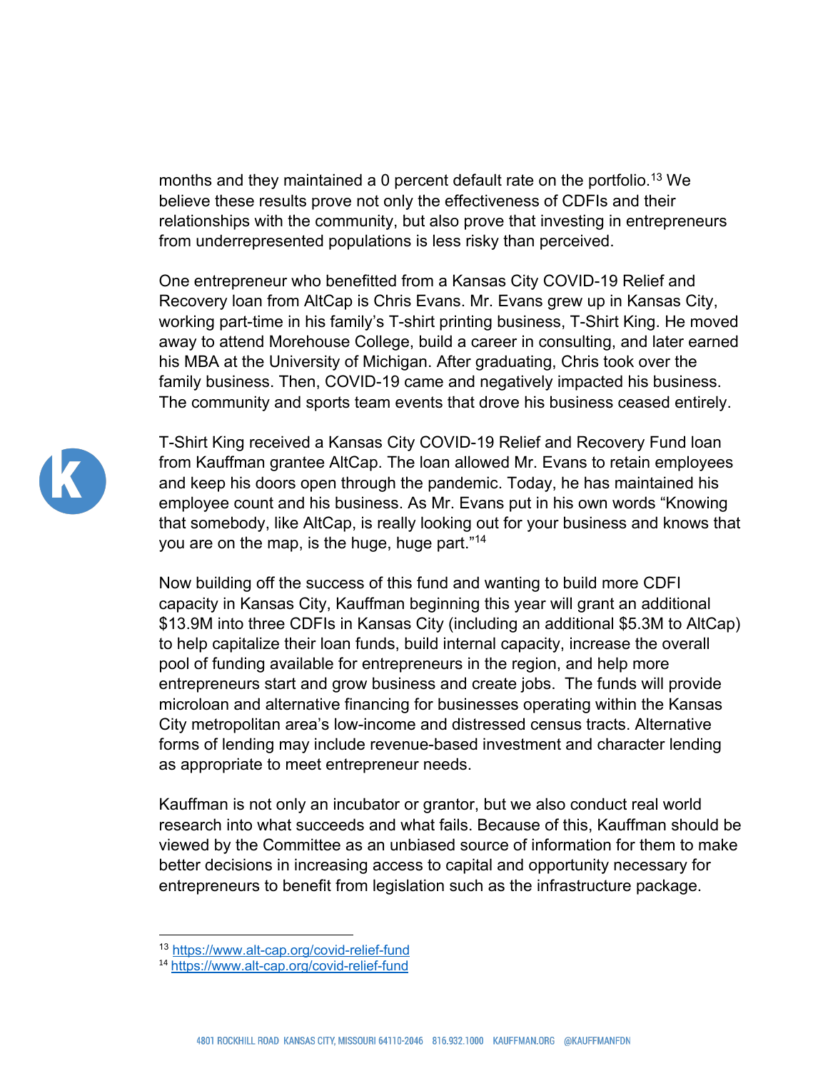months and they maintained a 0 percent default rate on the portfolio.[13] We believe these results prove not only the effectiveness of CDFIs and their relationships with the community, but also prove that investing in entrepreneurs from underrepresented populations is less risky than perceived.

One entrepreneur who benefitted from a Kansas City COVID-19 Relief and Recovery loan from AltCap is Chris Evans. Mr. Evans grew up in Kansas City, working part-time in his family's T-shirt printing business, T-Shirt King. He moved away to attend Morehouse College, build a career in consulting, and later earned his MBA at the University of Michigan. After graduating, Chris took over the family business. Then, COVID-19 came and negatively impacted his business. The community and sports team events that drove his business ceased entirely.

T-Shirt King received a Kansas City COVID-19 Relief and Recovery Fund loan from Kauffman grantee AltCap. The loan allowed Mr. Evans to retain employees and keep his doors open through the pandemic. Today, he has maintained his employee count and his business. As Mr. Evans put in his own words "Knowing that somebody, like AltCap, is really looking out for your business and knows that you are on the map, is the huge, huge part."[14]

Now building off the success of this fund and wanting to build more CDFI capacity in Kansas City, Kauffman beginning this year will grant an additional $13.9M into three CDFIs in Kansas City (including an additional $5.3M to AltCap) to help capitalize their loan funds, build internal capacity, increase the overall pool of funding available for entrepreneurs in the region, and help more entrepreneurs start and grow business and create jobs. The funds will provide microloan and alternative financing for businesses operating within the Kansas City metropolitan area's low-income and distressed census tracts. Alternative forms of lending may include revenue-based investment and character lending as appropriate to meet entrepreneur needs.

Kauffman is not only an incubator or grantor, but we also conduct real world research into what succeeds and what fails. Because of this, Kauffman should be viewed by the Committee as an unbiased source of information for them to make better decisions in increasing access to capital and opportunity necessary for entrepreneurs to benefit from legislation such as the infrastructure package.

---

[13] https://www.alt-cap.org/covid-relief-fund

[14] https://www.alt-cap.org/covid-relief-fund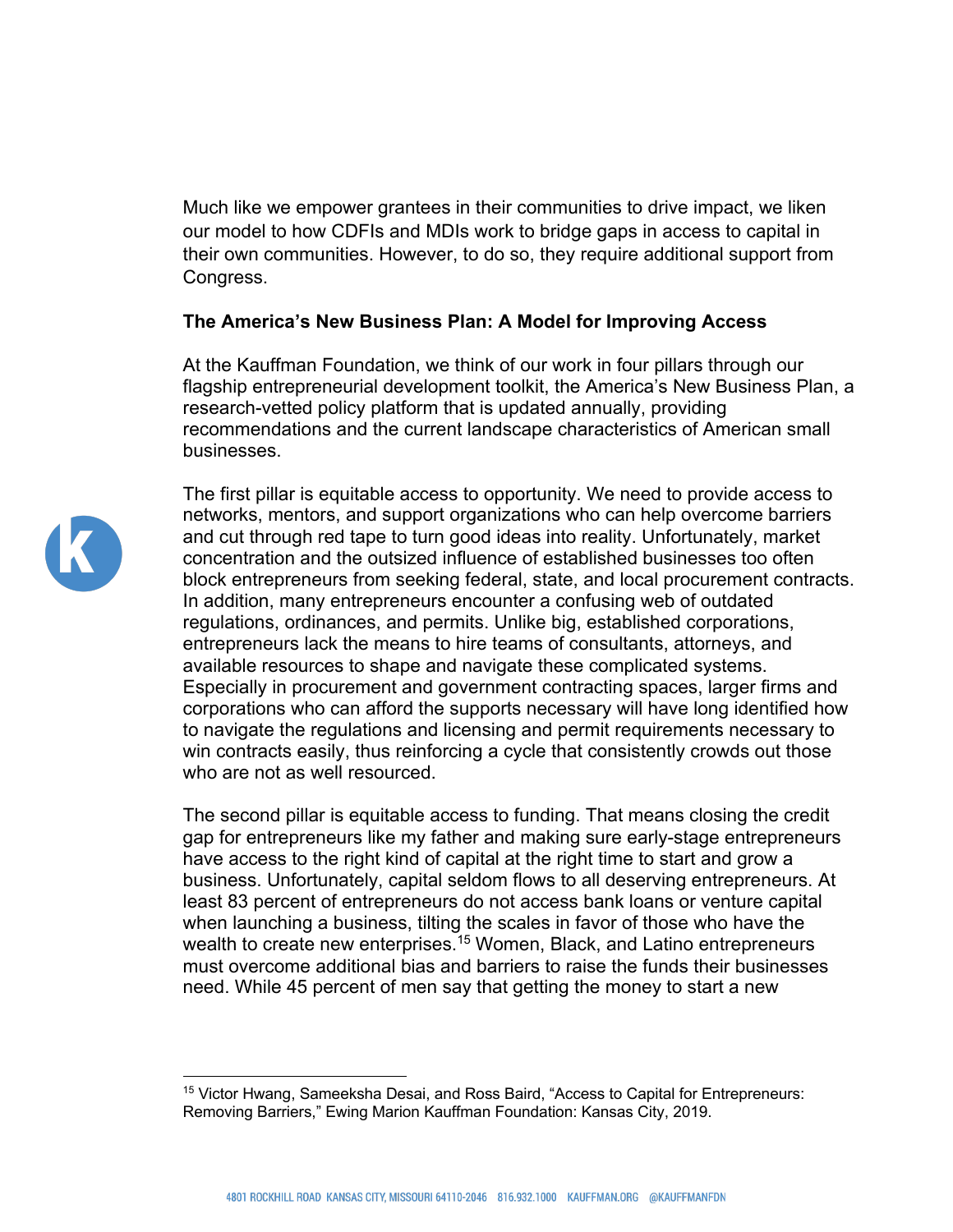Much like we empower grantees in their communities to drive impact, we liken our model to how CDFIs and MDIs work to bridge gaps in access to capital in their own communities. However, to do so, they require additional support from Congress.

**The America's New Business Plan: A Model for Improving Access**

At the Kauffman Foundation, we think of our work in four pillars through our flagship entrepreneurial development toolkit, the America's New Business Plan, a research-vetted policy platform that is updated annually, providing recommendations and the current landscape characteristics of American small businesses.

The first pillar is equitable access to opportunity. We need to provide access to networks, mentors, and support organizations who can help overcome barriers and cut through red tape to turn good ideas into reality. Unfortunately, market concentration and the outsized influence of established businesses too often block entrepreneurs from seeking federal, state, and local procurement contracts. In addition, many entrepreneurs encounter a confusing web of outdated regulations, ordinances, and permits. Unlike big, established corporations, entrepreneurs lack the means to hire teams of consultants, attorneys, and available resources to shape and navigate these complicated systems. Especially in procurement and government contracting spaces, larger firms and corporations who can afford the supports necessary will have long identified how to navigate the regulations and licensing and permit requirements necessary to win contracts easily, thus reinforcing a cycle that consistently crowds out those who are not as well resourced.

The second pillar is equitable access to funding. That means closing the credit gap for entrepreneurs like my father and making sure early-stage entrepreneurs have access to the right kind of capital at the right time to start and grow a business. Unfortunately, capital seldom flows to all deserving entrepreneurs. At least 83 percent of entrepreneurs do not access bank loans or venture capital when launching a business, tilting the scales in favor of those who have the wealth to create new enterprises.[15] Women, Black, and Latino entrepreneurs must overcome additional bias and barriers to raise the funds their businesses need. While 45 percent of men say that getting the money to start a new

[15] Victor Hwang, Sameeksha Desai, and Ross Baird, "Access to Capital for Entrepreneurs: Removing Barriers," Ewing Marion Kauffman Foundation: Kansas City, 2019.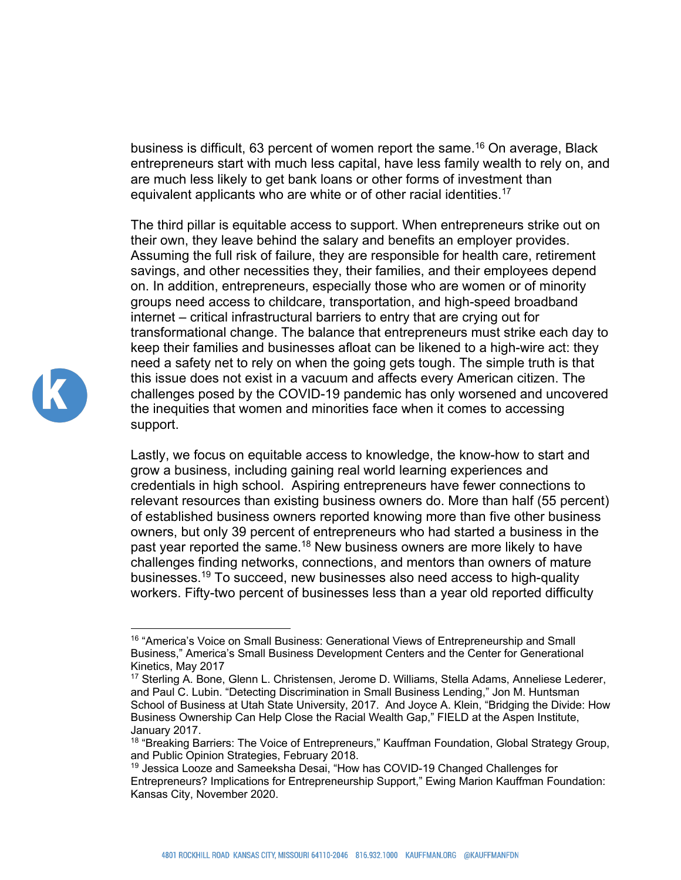business is difficult, 63 percent of women report the same.[16] On average, Black entrepreneurs start with much less capital, have less family wealth to rely on, and are much less likely to get bank loans or other forms of investment than equivalent applicants who are white or of other racial identities.[17]

The third pillar is equitable access to support. When entrepreneurs strike out on their own, they leave behind the salary and benefits an employer provides. Assuming the full risk of failure, they are responsible for health care, retirement savings, and other necessities they, their families, and their employees depend on. In addition, entrepreneurs, especially those who are women or of minority groups need access to childcare, transportation, and high-speed broadband internet – critical infrastructural barriers to entry that are crying out for transformational change. The balance that entrepreneurs must strike each day to keep their families and businesses afloat can be likened to a high-wire act: they need a safety net to rely on when the going gets tough. The simple truth is that this issue does not exist in a vacuum and affects every American citizen. The challenges posed by the COVID-19 pandemic has only worsened and uncovered the inequities that women and minorities face when it comes to accessing support.

Lastly, we focus on equitable access to knowledge, the know-how to start and grow a business, including gaining real world learning experiences and credentials in high school. Aspiring entrepreneurs have fewer connections to relevant resources than existing business owners do. More than half (55 percent) of established business owners reported knowing more than five other business owners, but only 39 percent of entrepreneurs who had started a business in the past year reported the same.[18] New business owners are more likely to have challenges finding networks, connections, and mentors than owners of mature businesses.[19] To succeed, new businesses also need access to high-quality workers. Fifty-two percent of businesses less than a year old reported difficulty

---

[16] "America's Voice on Small Business: Generational Views of Entrepreneurship and Small Business," America's Small Business Development Centers and the Center for Generational Kinetics, May 2017

[17] Sterling A. Bone, Glenn L. Christensen, Jerome D. Williams, Stella Adams, Anneliese Lederer, and Paul C. Lubin. "Detecting Discrimination in Small Business Lending," Jon M. Huntsman School of Business at Utah State University, 2017. And Joyce A. Klein, "Bridging the Divide: How Business Ownership Can Help Close the Racial Wealth Gap," FIELD at the Aspen Institute, January 2017.

[18] "Breaking Barriers: The Voice of Entrepreneurs," Kauffman Foundation, Global Strategy Group, and Public Opinion Strategies, February 2018.

[19] Jessica Looze and Sameeksha Desai, "How has COVID-19 Changed Challenges for Entrepreneurs? Implications for Entrepreneurship Support," Ewing Marion Kauffman Foundation: Kansas City, November 2020.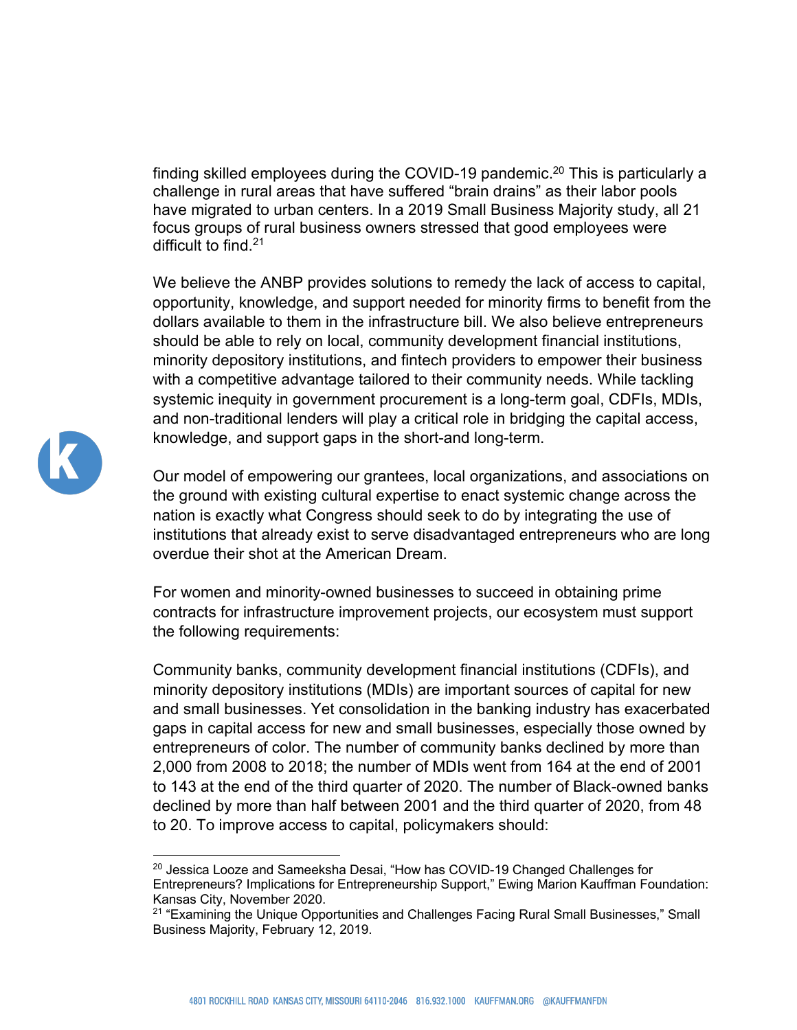finding skilled employees during the COVID-19 pandemic.[20] This is particularly a challenge in rural areas that have suffered "brain drains" as their labor pools have migrated to urban centers. In a 2019 Small Business Majority study, all 21 focus groups of rural business owners stressed that good employees were difficult to find.[21]

We believe the ANBP provides solutions to remedy the lack of access to capital, opportunity, knowledge, and support needed for minority firms to benefit from the dollars available to them in the infrastructure bill. We also believe entrepreneurs should be able to rely on local, community development financial institutions, minority depository institutions, and fintech providers to empower their business with a competitive advantage tailored to their community needs. While tackling systemic inequity in government procurement is a long-term goal, CDFIs, MDIs, and non-traditional lenders will play a critical role in bridging the capital access, knowledge, and support gaps in the short-and long-term.

Our model of empowering our grantees, local organizations, and associations on the ground with existing cultural expertise to enact systemic change across the nation is exactly what Congress should seek to do by integrating the use of institutions that already exist to serve disadvantaged entrepreneurs who are long overdue their shot at the American Dream.

For women and minority-owned businesses to succeed in obtaining prime contracts for infrastructure improvement projects, our ecosystem must support the following requirements:

Community banks, community development financial institutions (CDFIs), and minority depository institutions (MDIs) are important sources of capital for new and small businesses. Yet consolidation in the banking industry has exacerbated gaps in capital access for new and small businesses, especially those owned by entrepreneurs of color. The number of community banks declined by more than 2,000 from 2008 to 2018; the number of MDIs went from 164 at the end of 2001 to 143 at the end of the third quarter of 2020. The number of Black-owned banks declined by more than half between 2001 and the third quarter of 2020, from 48 to 20. To improve access to capital, policymakers should:

---

[20] Jessica Looze and Sameeksha Desai, "How has COVID-19 Changed Challenges for Entrepreneurs? Implications for Entrepreneurship Support," Ewing Marion Kauffman Foundation: Kansas City, November 2020.

[21] "Examining the Unique Opportunities and Challenges Facing Rural Small Businesses," Small Business Majority, February 12, 2019.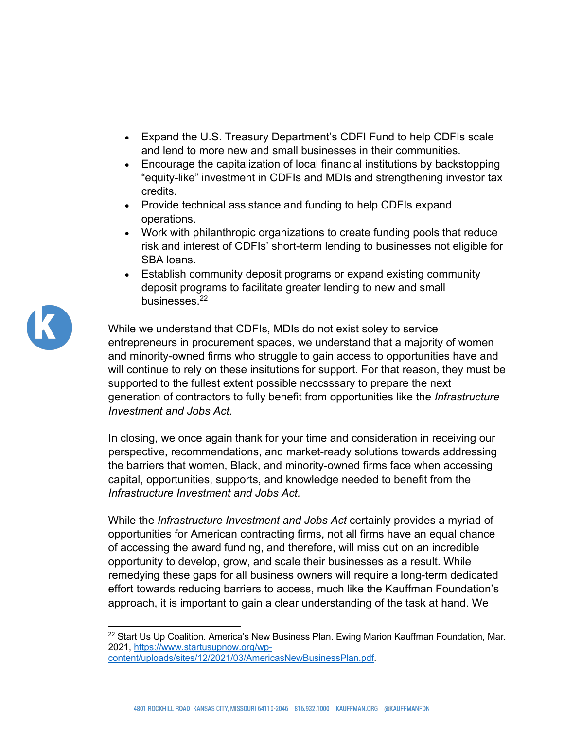- Expand the U.S. Treasury Department's CDFI Fund to help CDFIs scale and lend to more new and small businesses in their communities.
- Encourage the capitalization of local financial institutions by backstopping "equity-like" investment in CDFIs and MDIs and strengthening investor tax credits.
- Provide technical assistance and funding to help CDFIs expand operations.
- Work with philanthropic organizations to create funding pools that reduce risk and interest of CDFIs' short-term lending to businesses not eligible for SBA loans.
- Establish community deposit programs or expand existing community deposit programs to facilitate greater lending to new and small businesses.[22]

While we understand that CDFIs, MDIs do not exist soley to service entrepreneurs in procurement spaces, we understand that a majority of women and minority-owned firms who struggle to gain access to opportunities have and will continue to rely on these insitutions for support. For that reason, they must be supported to the fullest extent possible neccsssary to prepare the next generation of contractors to fully benefit from opportunities like the *Infrastructure Investment and Jobs Act.*

In closing, we once again thank for your time and consideration in receiving our perspective, recommendations, and market-ready solutions towards addressing the barriers that women, Black, and minority-owned firms face when accessing capital, opportunities, supports, and knowledge needed to benefit from the *Infrastructure Investment and Jobs Act.*

While the *Infrastructure Investment and Jobs Act* certainly provides a myriad of opportunities for American contracting firms, not all firms have an equal chance of accessing the award funding, and therefore, will miss out on an incredible opportunity to develop, grow, and scale their businesses as a result. While remedying these gaps for all business owners will require a long-term dedicated effort towards reducing barriers to access, much like the Kauffman Foundation's approach, it is important to gain a clear understanding of the task at hand. We

---

[22] Start Us Up Coalition. America's New Business Plan. Ewing Marion Kauffman Foundation, Mar. 2021, https://www.startusupnow.org/wp-content/uploads/sites/12/2021/03/AmericasNewBusinessPlan.pdf.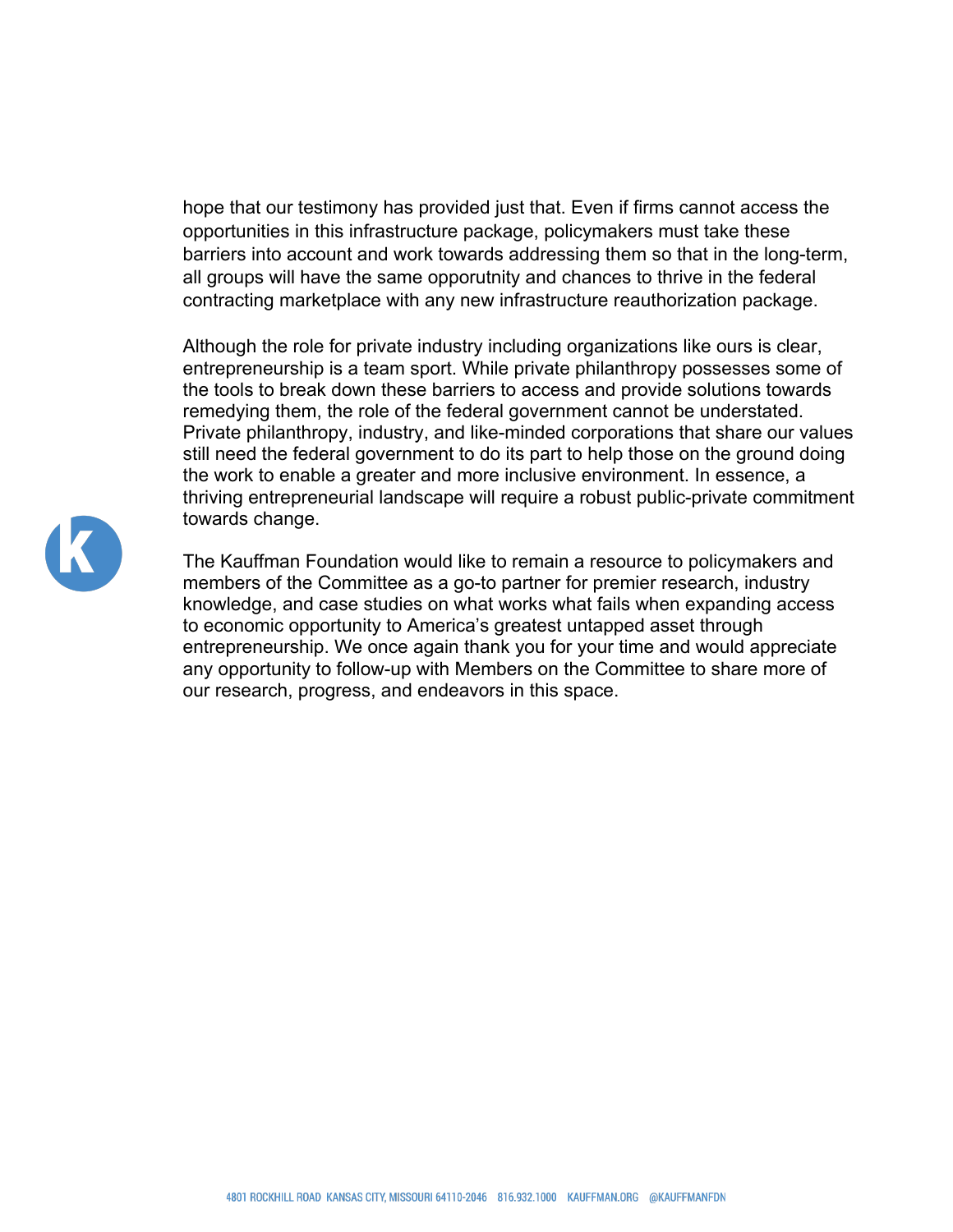hope that our testimony has provided just that. Even if firms cannot access the opportunities in this infrastructure package, policymakers must take these barriers into account and work towards addressing them so that in the long-term, all groups will have the same opporutnity and chances to thrive in the federal contracting marketplace with any new infrastructure reauthorization package.

Although the role for private industry including organizations like ours is clear, entrepreneurship is a team sport. While private philanthropy possesses some of the tools to break down these barriers to access and provide solutions towards remedying them, the role of the federal government cannot be understated. Private philanthropy, industry, and like-minded corporations that share our values still need the federal government to do its part to help those on the ground doing the work to enable a greater and more inclusive environment. In essence, a thriving entrepreneurial landscape will require a robust public-private commitment towards change.

The Kauffman Foundation would like to remain a resource to policymakers and members of the Committee as a go-to partner for premier research, industry knowledge, and case studies on what works what fails when expanding access to economic opportunity to America's greatest untapped asset through entrepreneurship. We once again thank you for your time and would appreciate any opportunity to follow-up with Members on the Committee to share more of our research, progress, and endeavors in this space.